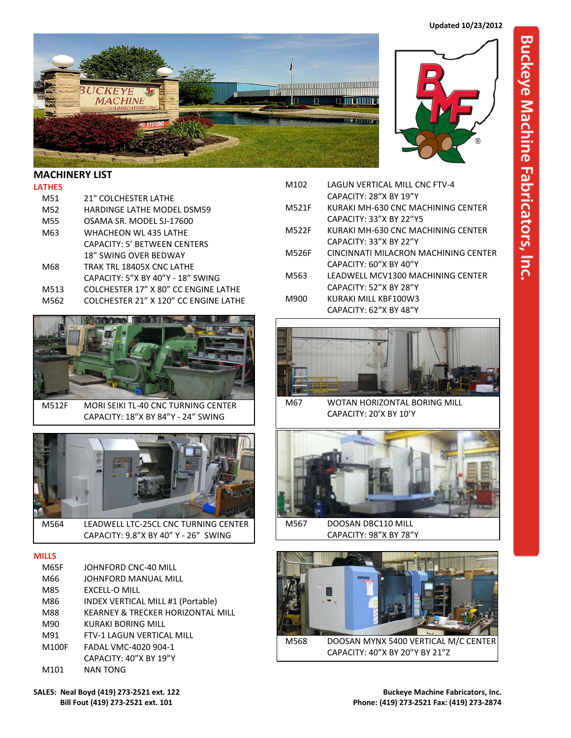Updated 10/23/2012

# Buckeye Machine Fabricators, Inc.

## MACHINERY LIST

### LATHES

| | |
|---|---|
| M51 | 21" COLCHESTER LATHE |
| M52 | HARDINGE LATHE MODEL DSM59 |
| M55 | OSAMA SR. MODEL SJ-17600 |
| M63 | WHACHEON WL 435 LATHE<br>CAPACITY: 5' BETWEEN CENTERS<br>18" SWING OVER BEDWAY |
| M68 | TRAK TRL 18405X CNC LATHE<br>CAPACITY: 5"X BY 40"Y - 18" SWING |
| M513 | COLCHESTER 17" X 80" CC ENGINE LATHE |
| M562 | COLCHESTER 21" X 120" CC ENGINE LATHE |
| M512F | MORI SEIKI TL-40 CNC TURNING CENTER<br>CAPACITY: 18"X BY 84"Y - 24" SWING |
| M564 | LEADWELL LTC-25CL CNC TURNING CENTER<br>CAPACITY: 9.8"X BY 40" Y - 26" SWING |

### MILLS

| | |
|---|---|
| M65F | JOHNFORD CNC-40 MILL |
| M66 | JOHNFORD MANUAL MILL |
| M85 | EXCELL-O MILL |
| M86 | INDEX VERTICAL MILL #1 (Portable) |
| M88 | KEARNEY & TRECKER HORIZONTAL MILL |
| M90 | KURAKI BORING MILL |
| M91 | FTV-1 LAGUN VERTICAL MILL |
| M100F | FADAL VMC-4020 904-1<br>CAPACITY: 40"X BY 19"Y |
| M101 | NAN TONG |
| M102 | LAGUN VERTICAL MILL CNC FTV-4<br>CAPACITY: 28"X BY 19"Y |
| M521F | KURAKI MH-630 CNC MACHINING CENTER<br>CAPACITY: 33"X BY 22"Y5 |
| M522F | KURAKI MH-630 CNC MACHINING CENTER<br>CAPACITY: 33"X BY 22"Y |
| M526F | CINCINNATI MILACRON MACHINING CENTER<br>CAPACITY: 60"X BY 40"Y |
| M563 | LEADWELL MCV1300 MACHINING CENTER<br>CAPACITY: 52"X BY 28"Y |
| M900 | KURAKI MILL KBF100W3<br>CAPACITY: 62"X BY 48"Y |
| M67 | WOTAN HORIZONTAL BORING MILL<br>CAPACITY: 20'X BY 10'Y |
| M567 | DOOSAN DBC110 MILL<br>CAPACITY: 98"X BY 78"Y |
| M568 | DOOSAN MYNX 5400 VERTICAL M/C CENTER<br>CAPACITY: 40"X BY 20"Y BY 21"Z |

**SALES: Neal Boyd (419) 273-2521 ext. 122**
**Bill Fout (419) 273-2521 ext. 101**

**Buckeye Machine Fabricators, Inc.**
**Phone: (419) 273-2521 Fax: (419) 273-2874**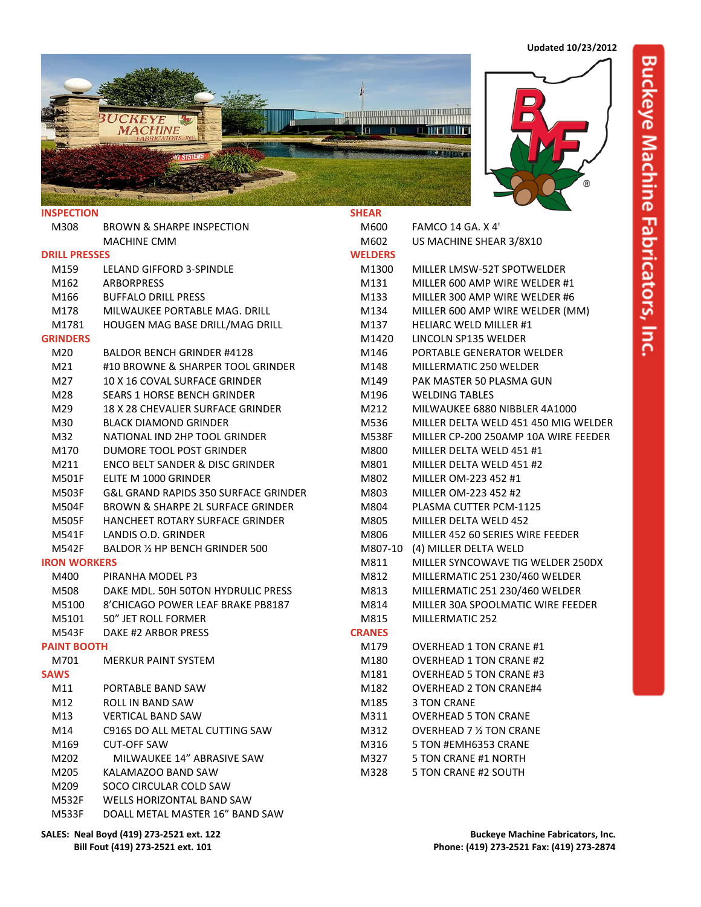Updated 10/23/2012

# Buckeye Machine Fabricators, Inc.

## INSPECTION

| | |
|---|---|
| M308 | BROWN & SHARPE INSPECTION MACHINE CMM |

## DRILL PRESSES

| | |
|---|---|
| M159 | LELAND GIFFORD 3-SPINDLE |
| M162 | ARBORPRESS |
| M166 | BUFFALO DRILL PRESS |
| M178 | MILWAUKEE PORTABLE MAG. DRILL |
| M1781 | HOUGEN MAG BASE DRILL/MAG DRILL |

## GRINDERS

| | |
|---|---|
| M20 | BALDOR BENCH GRINDER #4128 |
| M21 | #10 BROWNE & SHARPER TOOL GRINDER |
| M27 | 10 X 16 COVAL SURFACE GRINDER |
| M28 | SEARS 1 HORSE BENCH GRINDER |
| M29 | 18 X 28 CHEVALIER SURFACE GRINDER |
| M30 | BLACK DIAMOND GRINDER |
| M32 | NATIONAL IND 2HP TOOL GRINDER |
| M170 | DUMORE TOOL POST GRINDER |
| M211 | ENCO BELT SANDER & DISC GRINDER |
| M501F | ELITE M 1000 GRINDER |
| M503F | G&L GRAND RAPIDS 350 SURFACE GRINDER |
| M504F | BROWN & SHARPE 2L SURFACE GRINDER |
| M505F | HANCHEET ROTARY SURFACE GRINDER |
| M541F | LANDIS O.D. GRINDER |
| M542F | BALDOR ½ HP BENCH GRINDER 500 |

## IRON WORKERS

| | |
|---|---|
| M400 | PIRANHA MODEL P3 |
| M508 | DAKE MDL. 50H 50TON HYDRULIC PRESS |
| M5100 | 8'CHICAGO POWER LEAF BRAKE PB8187 |
| M5101 | 50" JET ROLL FORMER |
| M543F | DAKE #2 ARBOR PRESS |

## PAINT BOOTH

| | |
|---|---|
| M701 | MERKUR PAINT SYSTEM |

## SAWS

| | |
|---|---|
| M11 | PORTABLE BAND SAW |
| M12 | ROLL IN BAND SAW |
| M13 | VERTICAL BAND SAW |
| M14 | C916S DO ALL METAL CUTTING SAW |
| M169 | CUT-OFF SAW |
| M202 | MILWAUKEE 14" ABRASIVE SAW |
| M205 | KALAMAZOO BAND SAW |
| M209 | SOCO CIRCULAR COLD SAW |
| M532F | WELLS HORIZONTAL BAND SAW |
| M533F | DOALL METAL MASTER 16" BAND SAW |

## SHEAR

| | |
|---|---|
| M600 | FAMCO 14 GA. X 4' |
| M602 | US MACHINE SHEAR 3/8X10 |

## WELDERS

| | |
|---|---|
| M1300 | MILLER LMSW-52T SPOTWELDER |
| M131 | MILLER 600 AMP WIRE WELDER #1 |
| M133 | MILLER 300 AMP WIRE WELDER #6 |
| M134 | MILLER 600 AMP WIRE WELDER (MM) |
| M137 | HELIARC WELD MILLER #1 |
| M1420 | LINCOLN SP135 WELDER |
| M146 | PORTABLE GENERATOR WELDER |
| M148 | MILLERMATIC 250 WELDER |
| M149 | PAK MASTER 50 PLASMA GUN |
| M196 | WELDING TABLES |
| M212 | MILWAUKEE 6880 NIBBLER 4A1000 |
| M536 | MILLER DELTA WELD 451 450 MIG WELDER |
| M538F | MILLER CP-200 250AMP 10A WIRE FEEDER |
| M800 | MILLER DELTA WELD 451 #1 |
| M801 | MILLER DELTA WELD 451 #2 |
| M802 | MILLER OM-223 452 #1 |
| M803 | MILLER OM-223 452 #2 |
| M804 | PLASMA CUTTER PCM-1125 |
| M805 | MILLER DELTA WELD 452 |
| M806 | MILLER 452 60 SERIES WIRE FEEDER |
| M807-10 | (4) MILLER DELTA WELD |
| M811 | MILLER SYNCOWAVE TIG WELDER 250DX |
| M812 | MILLERMATIC 251 230/460 WELDER |
| M813 | MILLERMATIC 251 230/460 WELDER |
| M814 | MILLER 30A SPOOLMATIC WIRE FEEDER |
| M815 | MILLERMATIC 252 |

## CRANES

| | |
|---|---|
| M179 | OVERHEAD 1 TON CRANE #1 |
| M180 | OVERHEAD 1 TON CRANE #2 |
| M181 | OVERHEAD 5 TON CRANE #3 |
| M182 | OVERHEAD 2 TON CRANE#4 |
| M185 | 3 TON CRANE |
| M311 | OVERHEAD 5 TON CRANE |
| M312 | OVERHEAD 7 ½ TON CRANE |
| M316 | 5 TON #EMH6353 CRANE |
| M327 | 5 TON CRANE #1 NORTH |
| M328 | 5 TON CRANE #2 SOUTH |

**SALES: Neal Boyd (419) 273-2521 ext. 122**
**Bill Fout (419) 273-2521 ext. 101**

**Buckeye Machine Fabricators, Inc.**
**Phone: (419) 273-2521 Fax: (419) 273-2874**